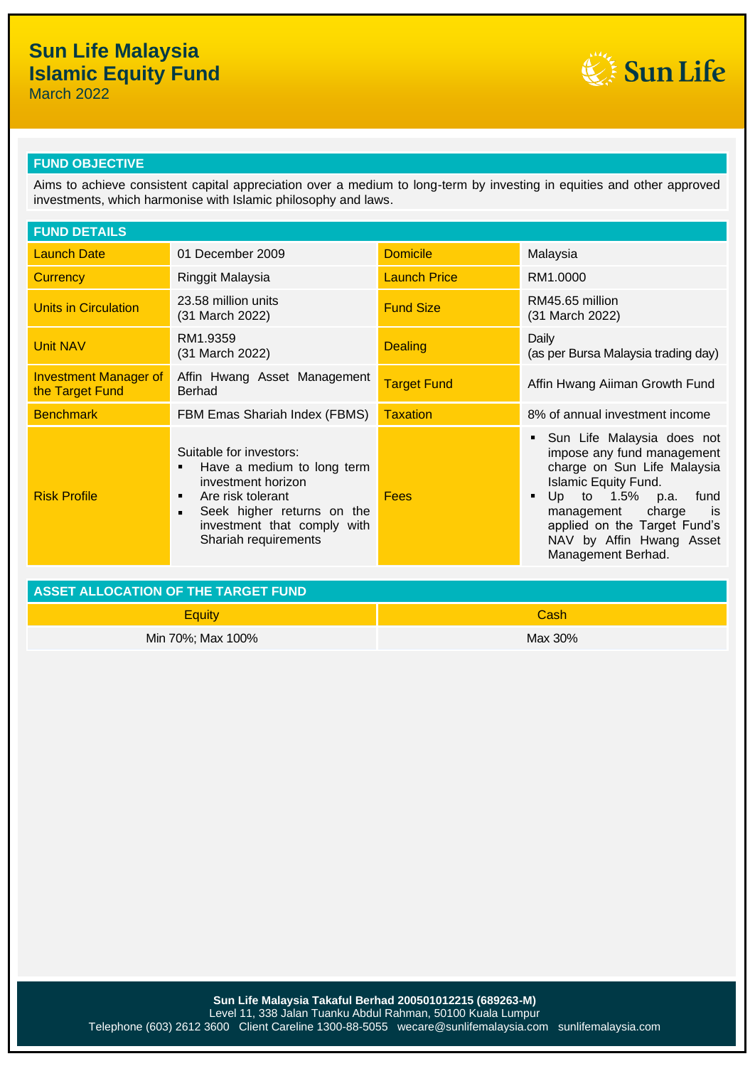# Sun Life Malaysia Islamic Equity Fund

March 2022

## FUND OBJECTIVE

Aims to achieve consistent capital appreciation over a medium to long-term by investing in equities and other approved investments, which harmonise with Islamic philosophy and laws.

## FUND DETAILS

| | | | |
|---|---|---|---|
| Launch Date | 01 December 2009 | Domicile | Malaysia |
| Currency | Ringgit Malaysia | Launch Price | RM1.0000 |
| Units in Circulation | 23.58 million units (31 March 2022) | Fund Size | RM45.65 million (31 March 2022) |
| Unit NAV | RM1.9359 (31 March 2022) | Dealing | Daily (as per Bursa Malaysia trading day) |
| Investment Manager of the Target Fund | Affin Hwang Asset Management Berhad | Target Fund | Affin Hwang Aiiman Growth Fund |
| Benchmark | FBM Emas Shariah Index (FBMS) | Taxation | 8% of annual investment income |
| Risk Profile | Suitable for investors:<br>▪ Have a medium to long term investment horizon<br>▪ Are risk tolerant<br>▪ Seek higher returns on the investment that comply with Shariah requirements | Fees | ▪ Sun Life Malaysia does not impose any fund management charge on Sun Life Malaysia Islamic Equity Fund.<br>▪ Up to 1.5% p.a. fund management charge is applied on the Target Fund's NAV by Affin Hwang Asset Management Berhad. |

## ASSET ALLOCATION OF THE TARGET FUND

| Equity | Cash |
|---|---|
| Min 70%; Max 100% | Max 30% |

**Sun Life Malaysia Takaful Berhad 200501012215 (689263-M)**
Level 11, 338 Jalan Tuanku Abdul Rahman, 50100 Kuala Lumpur
Telephone (603) 2612 3600 Client Careline 1300-88-5055 wecare@sunlifemalaysia.com sunlifemalaysia.com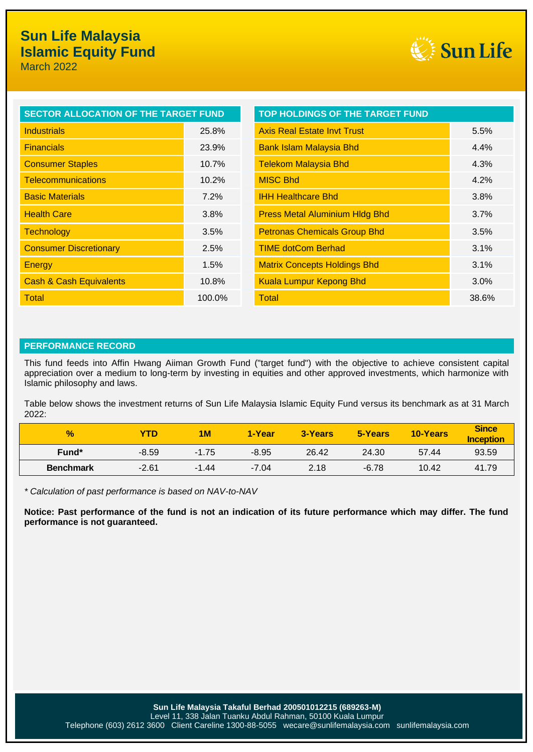# Sun Life Malaysia Islamic Equity Fund

March 2022

| SECTOR ALLOCATION OF THE TARGET FUND | |
|---|---|
| Industrials | 25.8% |
| Financials | 23.9% |
| Consumer Staples | 10.7% |
| Telecommunications | 10.2% |
| Basic Materials | 7.2% |
| Health Care | 3.8% |
| Technology | 3.5% |
| Consumer Discretionary | 2.5% |
| Energy | 1.5% |
| Cash & Cash Equivalents | 10.8% |
| Total | 100.0% |

| TOP HOLDINGS OF THE TARGET FUND | |
|---|---|
| Axis Real Estate Invt Trust | 5.5% |
| Bank Islam Malaysia Bhd | 4.4% |
| Telekom Malaysia Bhd | 4.3% |
| MISC Bhd | 4.2% |
| IHH Healthcare Bhd | 3.8% |
| Press Metal Aluminium Hldg Bhd | 3.7% |
| Petronas Chemicals Group Bhd | 3.5% |
| TIME dotCom Berhad | 3.1% |
| Matrix Concepts Holdings Bhd | 3.1% |
| Kuala Lumpur Kepong Bhd | 3.0% |
| Total | 38.6% |

## PERFORMANCE RECORD

This fund feeds into Affin Hwang Aiiman Growth Fund ("target fund") with the objective to achieve consistent capital appreciation over a medium to long-term by investing in equities and other approved investments, which harmonize with Islamic philosophy and laws.

Table below shows the investment returns of Sun Life Malaysia Islamic Equity Fund versus its benchmark as at 31 March 2022:

| % | YTD | 1M | 1-Year | 3-Years | 5-Years | 10-Years | Since Inception |
|---|---|---|---|---|---|---|---|
| Fund* | -8.59 | -1.75 | -8.95 | 26.42 | 24.30 | 57.44 | 93.59 |
| Benchmark | -2.61 | -1.44 | -7.04 | 2.18 | -6.78 | 10.42 | 41.79 |

*\* Calculation of past performance is based on NAV-to-NAV*

**Notice: Past performance of the fund is not an indication of its future performance which may differ. The fund performance is not guaranteed.**

**Sun Life Malaysia Takaful Berhad 200501012215 (689263-M)**
Level 11, 338 Jalan Tuanku Abdul Rahman, 50100 Kuala Lumpur
Telephone (603) 2612 3600 Client Careline 1300-88-5055 wecare@sunlifemalaysia.com sunlifemalaysia.com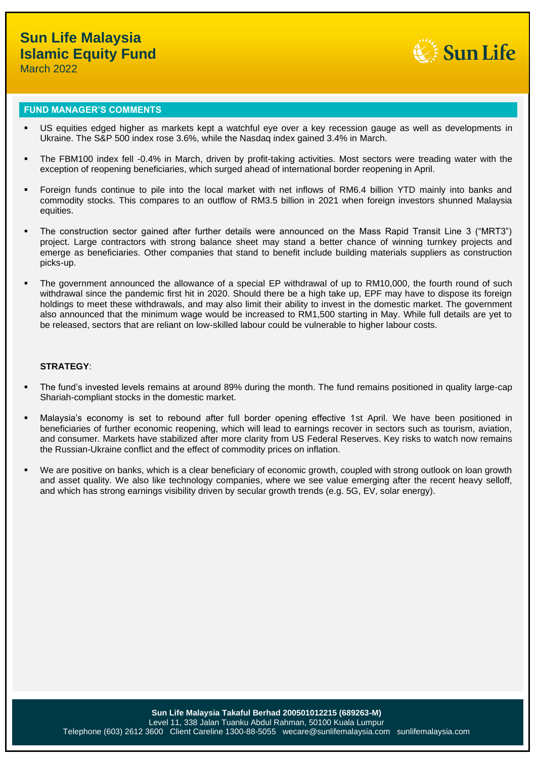# Sun Life Malaysia Islamic Equity Fund

March 2022

## FUND MANAGER'S COMMENTS

- US equities edged higher as markets kept a watchful eye over a key recession gauge as well as developments in Ukraine. The S&P 500 index rose 3.6%, while the Nasdaq index gained 3.4% in March.
- The FBM100 index fell -0.4% in March, driven by profit-taking activities. Most sectors were treading water with the exception of reopening beneficiaries, which surged ahead of international border reopening in April.
- Foreign funds continue to pile into the local market with net inflows of RM6.4 billion YTD mainly into banks and commodity stocks. This compares to an outflow of RM3.5 billion in 2021 when foreign investors shunned Malaysia equities.
- The construction sector gained after further details were announced on the Mass Rapid Transit Line 3 ("MRT3") project. Large contractors with strong balance sheet may stand a better chance of winning turnkey projects and emerge as beneficiaries. Other companies that stand to benefit include building materials suppliers as construction picks-up.
- The government announced the allowance of a special EP withdrawal of up to RM10,000, the fourth round of such withdrawal since the pandemic first hit in 2020. Should there be a high take up, EPF may have to dispose its foreign holdings to meet these withdrawals, and may also limit their ability to invest in the domestic market. The government also announced that the minimum wage would be increased to RM1,500 starting in May. While full details are yet to be released, sectors that are reliant on low-skilled labour could be vulnerable to higher labour costs.

**STRATEGY**:

- The fund's invested levels remains at around 89% during the month. The fund remains positioned in quality large-cap Shariah-compliant stocks in the domestic market.
- Malaysia's economy is set to rebound after full border opening effective 1st April. We have been positioned in beneficiaries of further economic reopening, which will lead to earnings recover in sectors such as tourism, aviation, and consumer. Markets have stabilized after more clarity from US Federal Reserves. Key risks to watch now remains the Russian-Ukraine conflict and the effect of commodity prices on inflation.
- We are positive on banks, which is a clear beneficiary of economic growth, coupled with strong outlook on loan growth and asset quality. We also like technology companies, where we see value emerging after the recent heavy selloff, and which has strong earnings visibility driven by secular growth trends (e.g. 5G, EV, solar energy).

**Sun Life Malaysia Takaful Berhad 200501012215 (689263-M)**
Level 11, 338 Jalan Tuanku Abdul Rahman, 50100 Kuala Lumpur
Telephone (603) 2612 3600 Client Careline 1300-88-5055 wecare@sunlifemalaysia.com sunlifemalaysia.com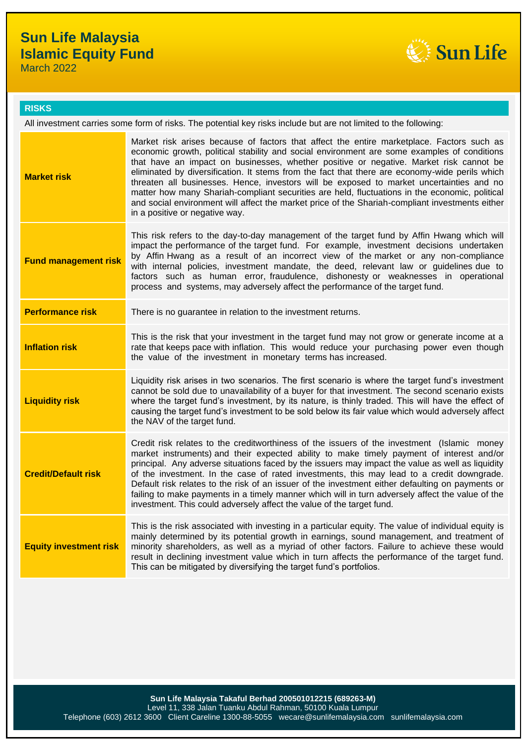# Sun Life Malaysia Islamic Equity Fund

March 2022

## RISKS

All investment carries some form of risks. The potential key risks include but are not limited to the following:

| | |
|---|---|
| **Market risk** | Market risk arises because of factors that affect the entire marketplace. Factors such as economic growth, political stability and social environment are some examples of conditions that have an impact on businesses, whether positive or negative. Market risk cannot be eliminated by diversification. It stems from the fact that there are economy-wide perils which threaten all businesses. Hence, investors will be exposed to market uncertainties and no matter how many Shariah-compliant securities are held, fluctuations in the economic, political and social environment will affect the market price of the Shariah-compliant investments either in a positive or negative way. |
| **Fund management risk** | This risk refers to the day-to-day management of the target fund by Affin Hwang which will impact the performance of the target fund. For example, investment decisions undertaken by Affin Hwang as a result of an incorrect view of the market or any non-compliance with internal policies, investment mandate, the deed, relevant law or guidelines due to factors such as human error, fraudulence, dishonesty or weaknesses in operational process and systems, may adversely affect the performance of the target fund. |
| **Performance risk** | There is no guarantee in relation to the investment returns. |
| **Inflation risk** | This is the risk that your investment in the target fund may not grow or generate income at a rate that keeps pace with inflation. This would reduce your purchasing power even though the value of the investment in monetary terms has increased. |
| **Liquidity risk** | Liquidity risk arises in two scenarios. The first scenario is where the target fund's investment cannot be sold due to unavailability of a buyer for that investment. The second scenario exists where the target fund's investment, by its nature, is thinly traded. This will have the effect of causing the target fund's investment to be sold below its fair value which would adversely affect the NAV of the target fund. |
| **Credit/Default risk** | Credit risk relates to the creditworthiness of the issuers of the investment (Islamic money market instruments) and their expected ability to make timely payment of interest and/or principal. Any adverse situations faced by the issuers may impact the value as well as liquidity of the investment. In the case of rated investments, this may lead to a credit downgrade. Default risk relates to the risk of an issuer of the investment either defaulting on payments or failing to make payments in a timely manner which will in turn adversely affect the value of the investment. This could adversely affect the value of the target fund. |
| **Equity investment risk** | This is the risk associated with investing in a particular equity. The value of individual equity is mainly determined by its potential growth in earnings, sound management, and treatment of minority shareholders, as well as a myriad of other factors. Failure to achieve these would result in declining investment value which in turn affects the performance of the target fund. This can be mitigated by diversifying the target fund's portfolios. |

**Sun Life Malaysia Takaful Berhad 200501012215 (689263-M)**
Level 11, 338 Jalan Tuanku Abdul Rahman, 50100 Kuala Lumpur
Telephone (603) 2612 3600 Client Careline 1300-88-5055 wecare@sunlifemalaysia.com sunlifemalaysia.com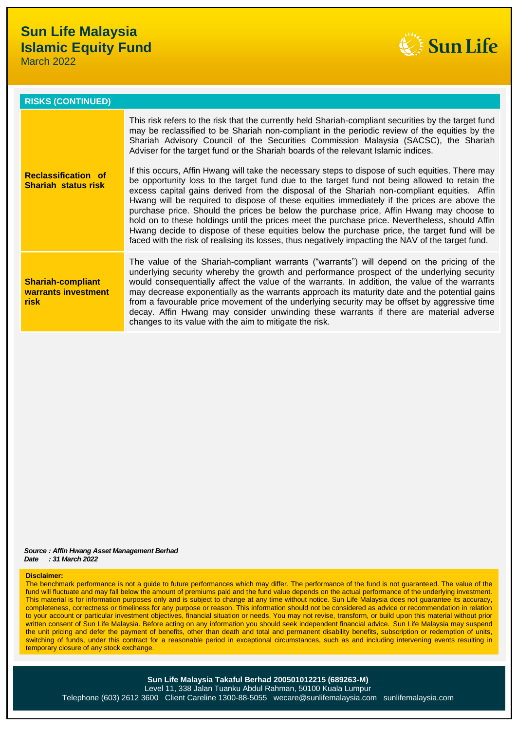# Sun Life Malaysia Islamic Equity Fund

March 2022

## RISKS (CONTINUED)

| | |
|---|---|
| **Reclassification of Shariah status risk** | This risk refers to the risk that the currently held Shariah-compliant securities by the target fund may be reclassified to be Shariah non-compliant in the periodic review of the equities by the Shariah Advisory Council of the Securities Commission Malaysia (SACSC), the Shariah Adviser for the target fund or the Shariah boards of the relevant Islamic indices.<br><br>If this occurs, Affin Hwang will take the necessary steps to dispose of such equities. There may be opportunity loss to the target fund due to the target fund not being allowed to retain the excess capital gains derived from the disposal of the Shariah non-compliant equities. Affin Hwang will be required to dispose of these equities immediately if the prices are above the purchase price. Should the prices be below the purchase price, Affin Hwang may choose to hold on to these holdings until the prices meet the purchase price. Nevertheless, should Affin Hwang decide to dispose of these equities below the purchase price, the target fund will be faced with the risk of realising its losses, thus negatively impacting the NAV of the target fund. |
| **Shariah-compliant warrants investment risk** | The value of the Shariah-compliant warrants ("warrants") will depend on the pricing of the underlying security whereby the growth and performance prospect of the underlying security would consequentially affect the value of the warrants. In addition, the value of the warrants may decrease exponentially as the warrants approach its maturity date and the potential gains from a favourable price movement of the underlying security may be offset by aggressive time decay. Affin Hwang may consider unwinding these warrants if there are material adverse changes to its value with the aim to mitigate the risk. |

***Source : Affin Hwang Asset Management Berhad***
***Date : 31 March 2022***

**Disclaimer:**
The benchmark performance is not a guide to future performances which may differ. The performance of the fund is not guaranteed. The value of the fund will fluctuate and may fall below the amount of premiums paid and the fund value depends on the actual performance of the underlying investment. This material is for information purposes only and is subject to change at any time without notice. Sun Life Malaysia does not guarantee its accuracy, completeness, correctness or timeliness for any purpose or reason. This information should not be considered as advice or recommendation in relation to your account or particular investment objectives, financial situation or needs. You may not revise, transform, or build upon this material without prior written consent of Sun Life Malaysia. Before acting on any information you should seek independent financial advice. Sun Life Malaysia may suspend the unit pricing and defer the payment of benefits, other than death and total and permanent disability benefits, subscription or redemption of units, switching of funds, under this contract for a reasonable period in exceptional circumstances, such as and including intervening events resulting in temporary closure of any stock exchange.

**Sun Life Malaysia Takaful Berhad 200501012215 (689263-M)**
Level 11, 338 Jalan Tuanku Abdul Rahman, 50100 Kuala Lumpur
Telephone (603) 2612 3600 Client Careline 1300-88-5055 wecare@sunlifemalaysia.com sunlifemalaysia.com